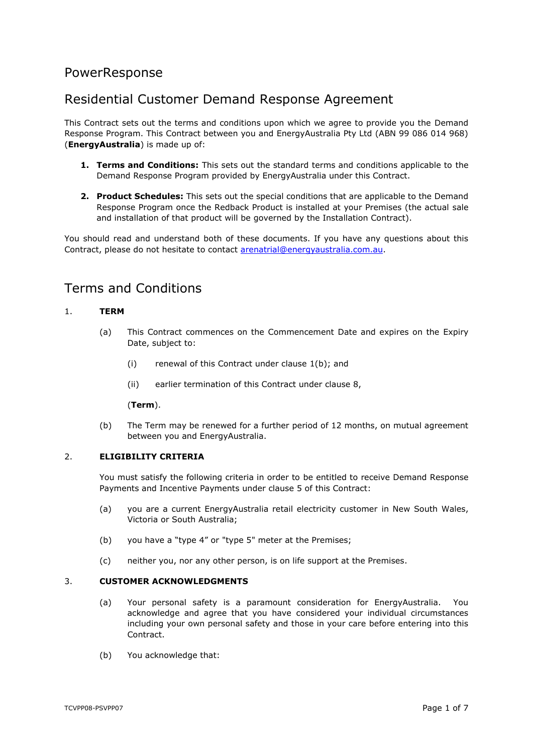# PowerResponse

## Residential Customer Demand Response Agreement

This Contract sets out the terms and conditions upon which we agree to provide you the Demand Response Program. This Contract between you and EnergyAustralia Pty Ltd (ABN 99 086 014 968) (**EnergyAustralia**) is made up of:

1. **Terms and Conditions:** This sets out the standard terms and conditions applicable to the Demand Response Program provided by EnergyAustralia under this Contract.

2. **Product Schedules:** This sets out the special conditions that are applicable to the Demand Response Program once the Redback Product is installed at your Premises (the actual sale and installation of that product will be governed by the Installation Contract).

You should read and understand both of these documents. If you have any questions about this Contract, please do not hesitate to contact arenatrial@energyaustralia.com.au.

## Terms and Conditions

1. **TERM**

   (a) This Contract commences on the Commencement Date and expires on the Expiry Date, subject to:

   (i) renewal of this Contract under clause 1(b); and

   (ii) earlier termination of this Contract under clause 8,

   (**Term**).

   (b) The Term may be renewed for a further period of 12 months, on mutual agreement between you and EnergyAustralia.

2. **ELIGIBILITY CRITERIA**

   You must satisfy the following criteria in order to be entitled to receive Demand Response Payments and Incentive Payments under clause 5 of this Contract:

   (a) you are a current EnergyAustralia retail electricity customer in New South Wales, Victoria or South Australia;

   (b) you have a "type 4" or "type 5" meter at the Premises;

   (c) neither you, nor any other person, is on life support at the Premises.

3. **CUSTOMER ACKNOWLEDGMENTS**

   (a) Your personal safety is a paramount consideration for EnergyAustralia. You acknowledge and agree that you have considered your individual circumstances including your own personal safety and those in your care before entering into this Contract.

   (b) You acknowledge that: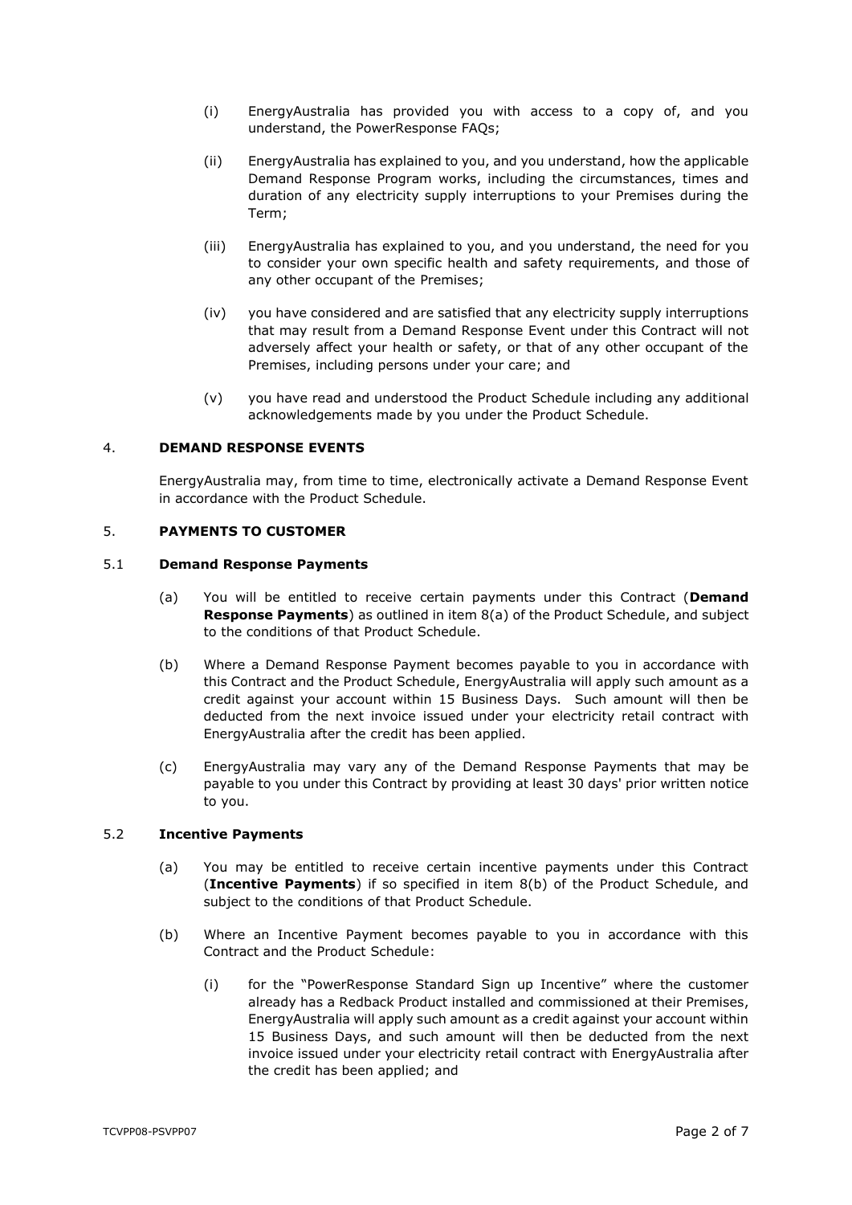(i) EnergyAustralia has provided you with access to a copy of, and you understand, the PowerResponse FAQs;

(ii) EnergyAustralia has explained to you, and you understand, how the applicable Demand Response Program works, including the circumstances, times and duration of any electricity supply interruptions to your Premises during the Term;

(iii) EnergyAustralia has explained to you, and you understand, the need for you to consider your own specific health and safety requirements, and those of any other occupant of the Premises;

(iv) you have considered and are satisfied that any electricity supply interruptions that may result from a Demand Response Event under this Contract will not adversely affect your health or safety, or that of any other occupant of the Premises, including persons under your care; and

(v) you have read and understood the Product Schedule including any additional acknowledgements made by you under the Product Schedule.

## 4. DEMAND RESPONSE EVENTS

EnergyAustralia may, from time to time, electronically activate a Demand Response Event in accordance with the Product Schedule.

## 5. PAYMENTS TO CUSTOMER

### 5.1 Demand Response Payments

(a) You will be entitled to receive certain payments under this Contract (**Demand Response Payments**) as outlined in item 8(a) of the Product Schedule, and subject to the conditions of that Product Schedule.

(b) Where a Demand Response Payment becomes payable to you in accordance with this Contract and the Product Schedule, EnergyAustralia will apply such amount as a credit against your account within 15 Business Days. Such amount will then be deducted from the next invoice issued under your electricity retail contract with EnergyAustralia after the credit has been applied.

(c) EnergyAustralia may vary any of the Demand Response Payments that may be payable to you under this Contract by providing at least 30 days' prior written notice to you.

### 5.2 Incentive Payments

(a) You may be entitled to receive certain incentive payments under this Contract (**Incentive Payments**) if so specified in item 8(b) of the Product Schedule, and subject to the conditions of that Product Schedule.

(b) Where an Incentive Payment becomes payable to you in accordance with this Contract and the Product Schedule:

(i) for the "PowerResponse Standard Sign up Incentive" where the customer already has a Redback Product installed and commissioned at their Premises, EnergyAustralia will apply such amount as a credit against your account within 15 Business Days, and such amount will then be deducted from the next invoice issued under your electricity retail contract with EnergyAustralia after the credit has been applied; and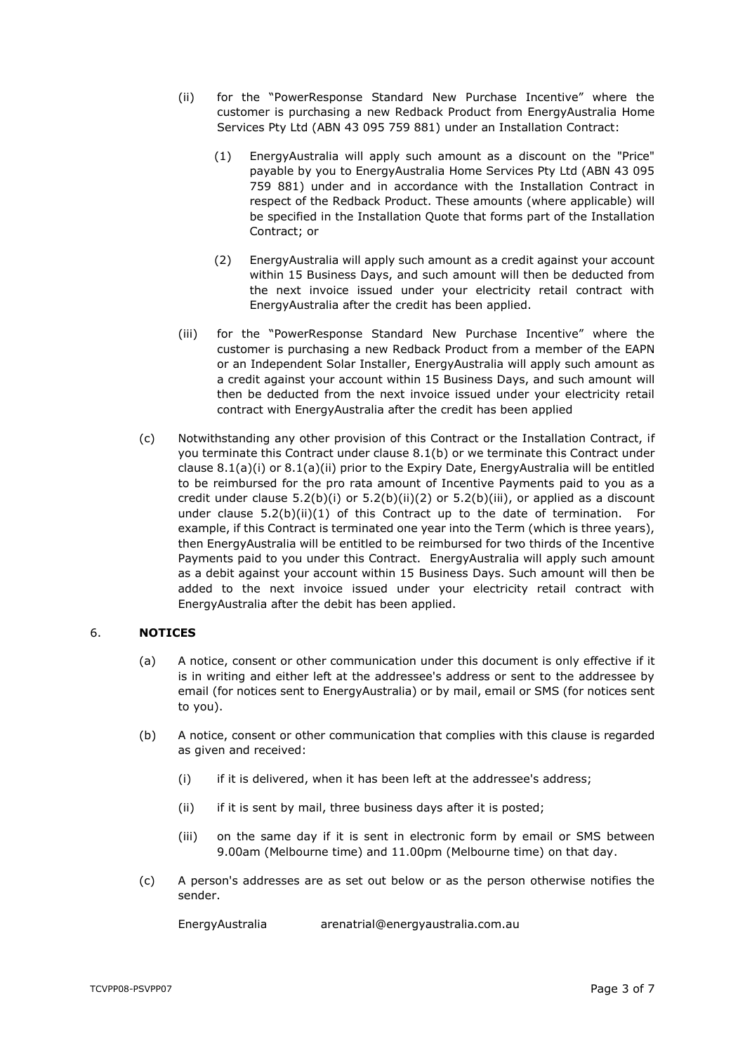(ii) for the "PowerResponse Standard New Purchase Incentive" where the customer is purchasing a new Redback Product from EnergyAustralia Home Services Pty Ltd (ABN 43 095 759 881) under an Installation Contract:

(1) EnergyAustralia will apply such amount as a discount on the "Price" payable by you to EnergyAustralia Home Services Pty Ltd (ABN 43 095 759 881) under and in accordance with the Installation Contract in respect of the Redback Product. These amounts (where applicable) will be specified in the Installation Quote that forms part of the Installation Contract; or

(2) EnergyAustralia will apply such amount as a credit against your account within 15 Business Days, and such amount will then be deducted from the next invoice issued under your electricity retail contract with EnergyAustralia after the credit has been applied.

(iii) for the "PowerResponse Standard New Purchase Incentive" where the customer is purchasing a new Redback Product from a member of the EAPN or an Independent Solar Installer, EnergyAustralia will apply such amount as a credit against your account within 15 Business Days, and such amount will then be deducted from the next invoice issued under your electricity retail contract with EnergyAustralia after the credit has been applied

(c) Notwithstanding any other provision of this Contract or the Installation Contract, if you terminate this Contract under clause 8.1(b) or we terminate this Contract under clause 8.1(a)(i) or 8.1(a)(ii) prior to the Expiry Date, EnergyAustralia will be entitled to be reimbursed for the pro rata amount of Incentive Payments paid to you as a credit under clause 5.2(b)(i) or 5.2(b)(ii)(2) or 5.2(b)(iii), or applied as a discount under clause 5.2(b)(ii)(1) of this Contract up to the date of termination. For example, if this Contract is terminated one year into the Term (which is three years), then EnergyAustralia will be entitled to be reimbursed for two thirds of the Incentive Payments paid to you under this Contract. EnergyAustralia will apply such amount as a debit against your account within 15 Business Days. Such amount will then be added to the next invoice issued under your electricity retail contract with EnergyAustralia after the debit has been applied.

## 6. NOTICES

(a) A notice, consent or other communication under this document is only effective if it is in writing and either left at the addressee's address or sent to the addressee by email (for notices sent to EnergyAustralia) or by mail, email or SMS (for notices sent to you).

(b) A notice, consent or other communication that complies with this clause is regarded as given and received:

(i) if it is delivered, when it has been left at the addressee's address;

(ii) if it is sent by mail, three business days after it is posted;

(iii) on the same day if it is sent in electronic form by email or SMS between 9.00am (Melbourne time) and 11.00pm (Melbourne time) on that day.

(c) A person's addresses are as set out below or as the person otherwise notifies the sender.

EnergyAustralia arenatrial@energyaustralia.com.au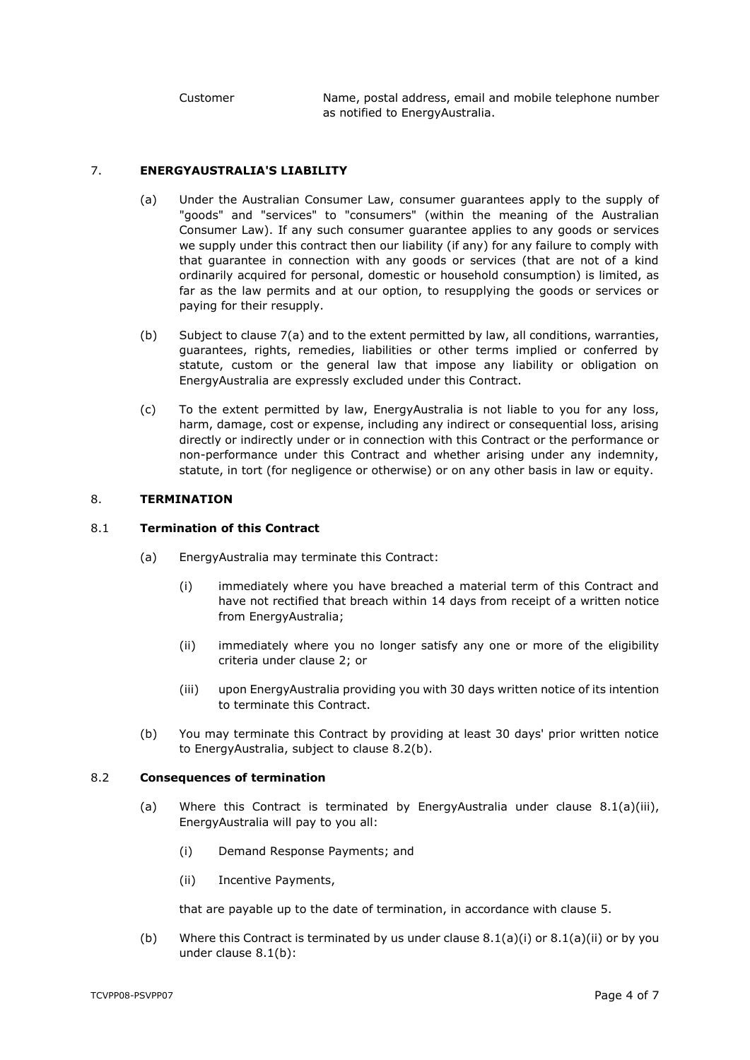| Customer | Name, postal address, email and mobile telephone number as notified to EnergyAustralia. |
|---|---|

## 7. ENERGYAUSTRALIA'S LIABILITY

(a) Under the Australian Consumer Law, consumer guarantees apply to the supply of "goods" and "services" to "consumers" (within the meaning of the Australian Consumer Law). If any such consumer guarantee applies to any goods or services we supply under this contract then our liability (if any) for any failure to comply with that guarantee in connection with any goods or services (that are not of a kind ordinarily acquired for personal, domestic or household consumption) is limited, as far as the law permits and at our option, to resupplying the goods or services or paying for their resupply.

(b) Subject to clause 7(a) and to the extent permitted by law, all conditions, warranties, guarantees, rights, remedies, liabilities or other terms implied or conferred by statute, custom or the general law that impose any liability or obligation on EnergyAustralia are expressly excluded under this Contract.

(c) To the extent permitted by law, EnergyAustralia is not liable to you for any loss, harm, damage, cost or expense, including any indirect or consequential loss, arising directly or indirectly under or in connection with this Contract or the performance or non-performance under this Contract and whether arising under any indemnity, statute, in tort (for negligence or otherwise) or on any other basis in law or equity.

## 8. TERMINATION

### 8.1 Termination of this Contract

(a) EnergyAustralia may terminate this Contract:

(i) immediately where you have breached a material term of this Contract and have not rectified that breach within 14 days from receipt of a written notice from EnergyAustralia;

(ii) immediately where you no longer satisfy any one or more of the eligibility criteria under clause 2; or

(iii) upon EnergyAustralia providing you with 30 days written notice of its intention to terminate this Contract.

(b) You may terminate this Contract by providing at least 30 days' prior written notice to EnergyAustralia, subject to clause 8.2(b).

### 8.2 Consequences of termination

(a) Where this Contract is terminated by EnergyAustralia under clause 8.1(a)(iii), EnergyAustralia will pay to you all:

(i) Demand Response Payments; and

(ii) Incentive Payments,

that are payable up to the date of termination, in accordance with clause 5.

(b) Where this Contract is terminated by us under clause 8.1(a)(i) or 8.1(a)(ii) or by you under clause 8.1(b):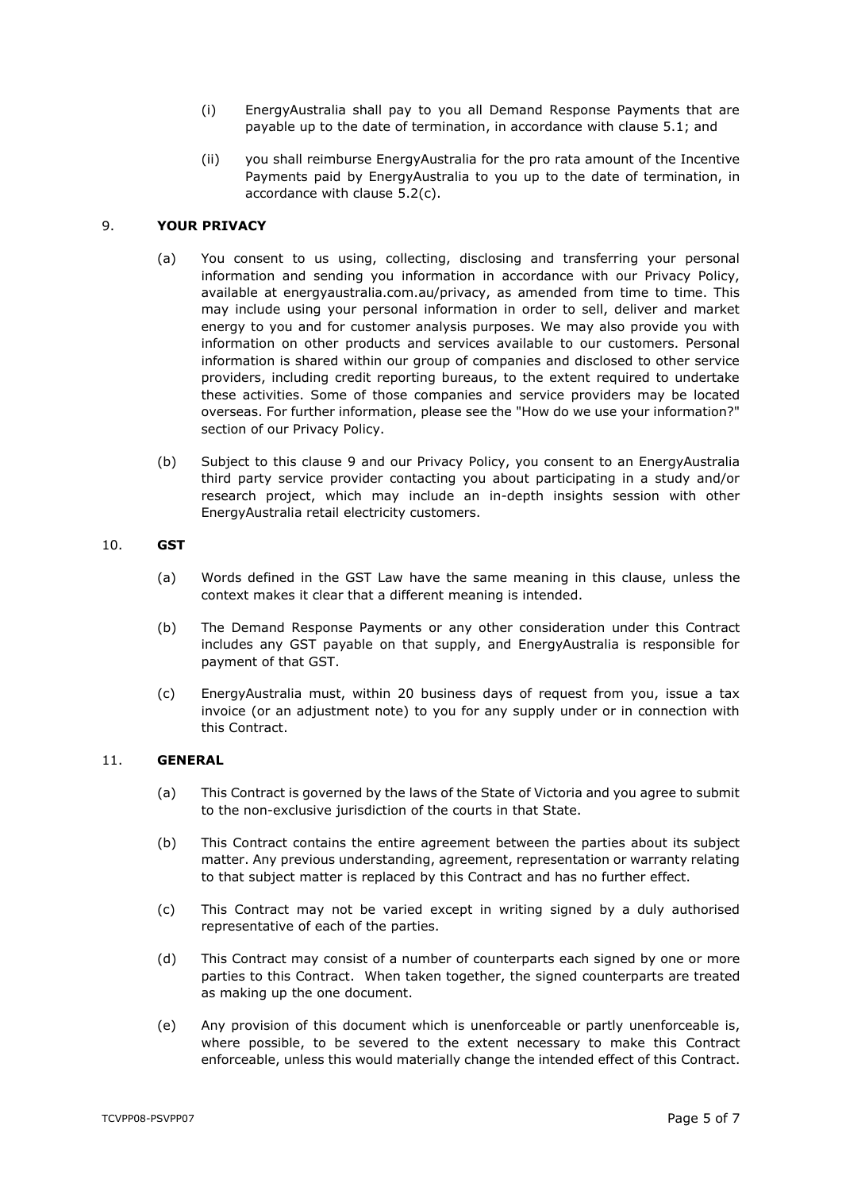(i) EnergyAustralia shall pay to you all Demand Response Payments that are payable up to the date of termination, in accordance with clause 5.1; and

(ii) you shall reimburse EnergyAustralia for the pro rata amount of the Incentive Payments paid by EnergyAustralia to you up to the date of termination, in accordance with clause 5.2(c).

## 9. **YOUR PRIVACY**

(a) You consent to us using, collecting, disclosing and transferring your personal information and sending you information in accordance with our Privacy Policy, available at energyaustralia.com.au/privacy, as amended from time to time. This may include using your personal information in order to sell, deliver and market energy to you and for customer analysis purposes. We may also provide you with information on other products and services available to our customers. Personal information is shared within our group of companies and disclosed to other service providers, including credit reporting bureaus, to the extent required to undertake these activities. Some of those companies and service providers may be located overseas. For further information, please see the "How do we use your information?" section of our Privacy Policy.

(b) Subject to this clause 9 and our Privacy Policy, you consent to an EnergyAustralia third party service provider contacting you about participating in a study and/or research project, which may include an in-depth insights session with other EnergyAustralia retail electricity customers.

## 10. **GST**

(a) Words defined in the GST Law have the same meaning in this clause, unless the context makes it clear that a different meaning is intended.

(b) The Demand Response Payments or any other consideration under this Contract includes any GST payable on that supply, and EnergyAustralia is responsible for payment of that GST.

(c) EnergyAustralia must, within 20 business days of request from you, issue a tax invoice (or an adjustment note) to you for any supply under or in connection with this Contract.

## 11. **GENERAL**

(a) This Contract is governed by the laws of the State of Victoria and you agree to submit to the non-exclusive jurisdiction of the courts in that State.

(b) This Contract contains the entire agreement between the parties about its subject matter. Any previous understanding, agreement, representation or warranty relating to that subject matter is replaced by this Contract and has no further effect.

(c) This Contract may not be varied except in writing signed by a duly authorised representative of each of the parties.

(d) This Contract may consist of a number of counterparts each signed by one or more parties to this Contract. When taken together, the signed counterparts are treated as making up the one document.

(e) Any provision of this document which is unenforceable or partly unenforceable is, where possible, to be severed to the extent necessary to make this Contract enforceable, unless this would materially change the intended effect of this Contract.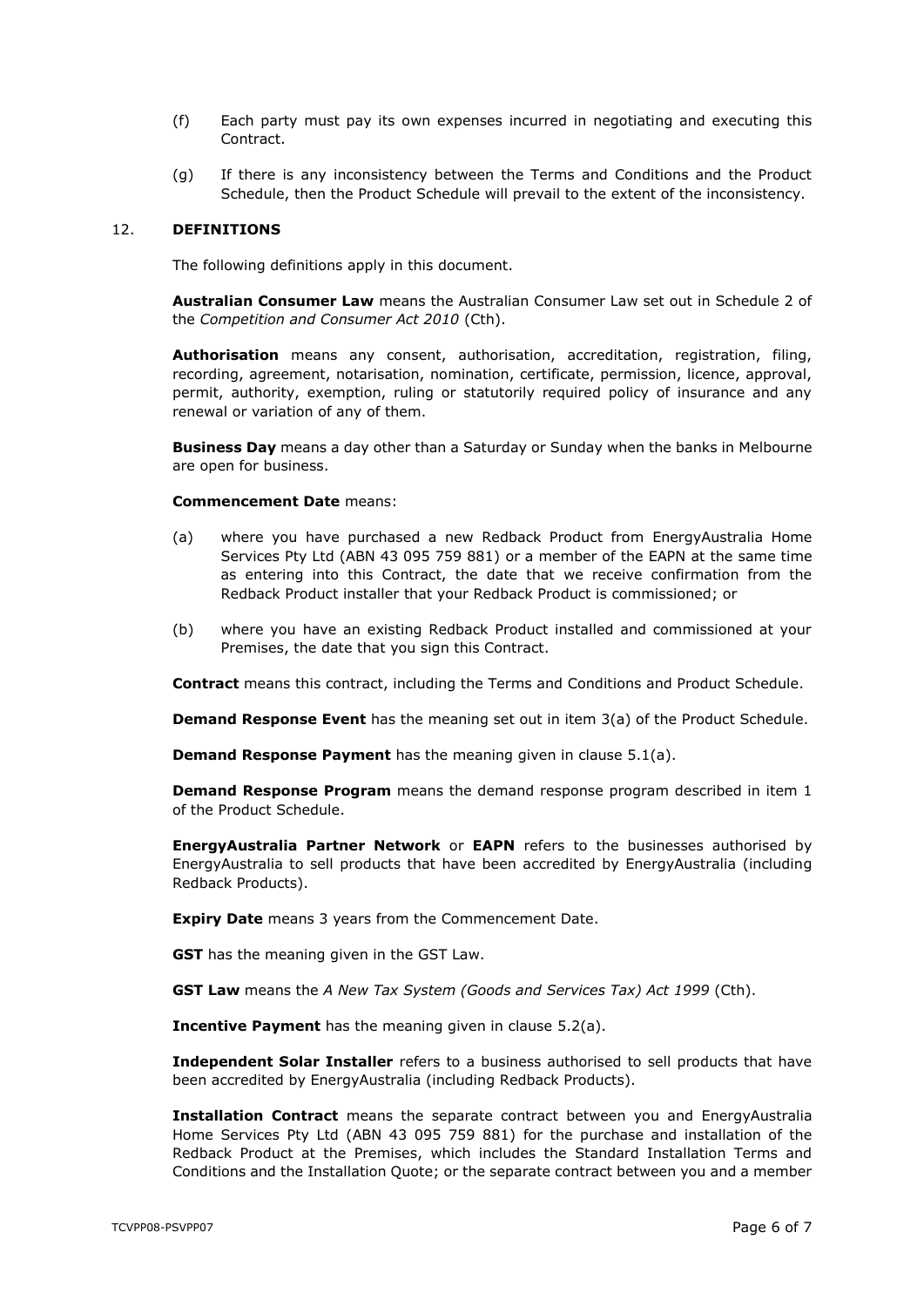(f) Each party must pay its own expenses incurred in negotiating and executing this Contract.

(g) If there is any inconsistency between the Terms and Conditions and the Product Schedule, then the Product Schedule will prevail to the extent of the inconsistency.

## 12. DEFINITIONS

The following definitions apply in this document.

**Australian Consumer Law** means the Australian Consumer Law set out in Schedule 2 of the *Competition and Consumer Act 2010* (Cth).

**Authorisation** means any consent, authorisation, accreditation, registration, filing, recording, agreement, notarisation, nomination, certificate, permission, licence, approval, permit, authority, exemption, ruling or statutorily required policy of insurance and any renewal or variation of any of them.

**Business Day** means a day other than a Saturday or Sunday when the banks in Melbourne are open for business.

**Commencement Date** means:

(a) where you have purchased a new Redback Product from EnergyAustralia Home Services Pty Ltd (ABN 43 095 759 881) or a member of the EAPN at the same time as entering into this Contract, the date that we receive confirmation from the Redback Product installer that your Redback Product is commissioned; or

(b) where you have an existing Redback Product installed and commissioned at your Premises, the date that you sign this Contract.

**Contract** means this contract, including the Terms and Conditions and Product Schedule.

**Demand Response Event** has the meaning set out in item 3(a) of the Product Schedule.

**Demand Response Payment** has the meaning given in clause 5.1(a).

**Demand Response Program** means the demand response program described in item 1 of the Product Schedule.

**EnergyAustralia Partner Network** or **EAPN** refers to the businesses authorised by EnergyAustralia to sell products that have been accredited by EnergyAustralia (including Redback Products).

**Expiry Date** means 3 years from the Commencement Date.

**GST** has the meaning given in the GST Law.

**GST Law** means the *A New Tax System (Goods and Services Tax) Act 1999* (Cth).

**Incentive Payment** has the meaning given in clause 5.2(a).

**Independent Solar Installer** refers to a business authorised to sell products that have been accredited by EnergyAustralia (including Redback Products).

**Installation Contract** means the separate contract between you and EnergyAustralia Home Services Pty Ltd (ABN 43 095 759 881) for the purchase and installation of the Redback Product at the Premises, which includes the Standard Installation Terms and Conditions and the Installation Quote; or the separate contract between you and a member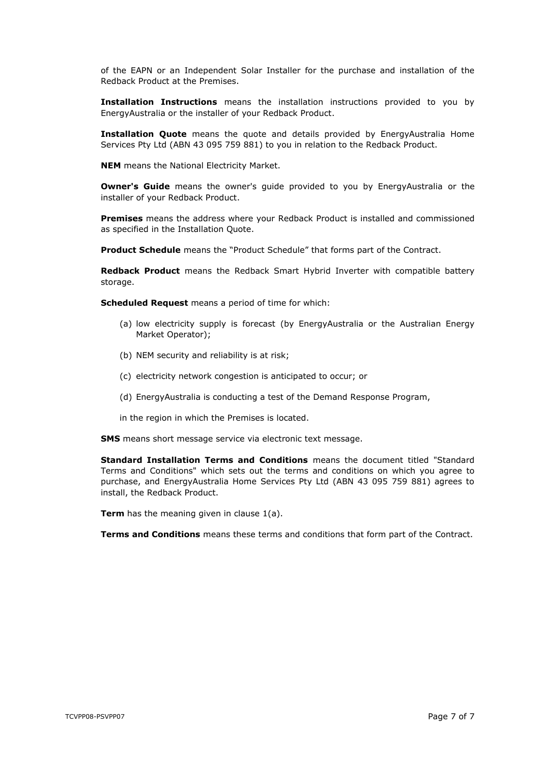of the EAPN or an Independent Solar Installer for the purchase and installation of the Redback Product at the Premises.

**Installation Instructions** means the installation instructions provided to you by EnergyAustralia or the installer of your Redback Product.

**Installation Quote** means the quote and details provided by EnergyAustralia Home Services Pty Ltd (ABN 43 095 759 881) to you in relation to the Redback Product.

**NEM** means the National Electricity Market.

**Owner's Guide** means the owner's guide provided to you by EnergyAustralia or the installer of your Redback Product.

**Premises** means the address where your Redback Product is installed and commissioned as specified in the Installation Quote.

**Product Schedule** means the "Product Schedule" that forms part of the Contract.

**Redback Product** means the Redback Smart Hybrid Inverter with compatible battery storage.

**Scheduled Request** means a period of time for which:

(a) low electricity supply is forecast (by EnergyAustralia or the Australian Energy Market Operator);

(b) NEM security and reliability is at risk;

(c) electricity network congestion is anticipated to occur; or

(d) EnergyAustralia is conducting a test of the Demand Response Program,

in the region in which the Premises is located.

**SMS** means short message service via electronic text message.

**Standard Installation Terms and Conditions** means the document titled "Standard Terms and Conditions" which sets out the terms and conditions on which you agree to purchase, and EnergyAustralia Home Services Pty Ltd (ABN 43 095 759 881) agrees to install, the Redback Product.

**Term** has the meaning given in clause 1(a).

**Terms and Conditions** means these terms and conditions that form part of the Contract.

TCVPP08-PSVPP07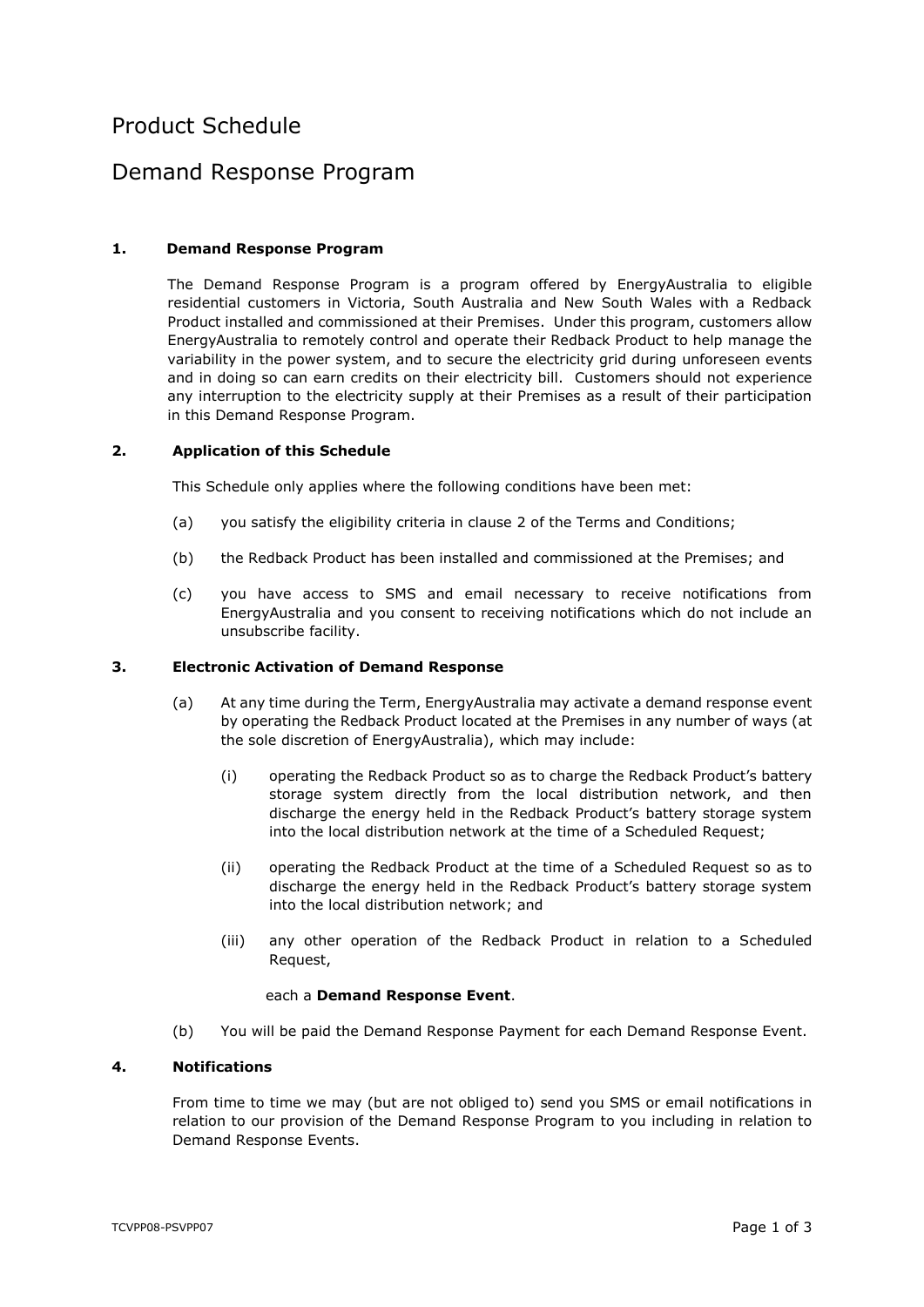# Product Schedule

# Demand Response Program

### 1. Demand Response Program

The Demand Response Program is a program offered by EnergyAustralia to eligible residential customers in Victoria, South Australia and New South Wales with a Redback Product installed and commissioned at their Premises. Under this program, customers allow EnergyAustralia to remotely control and operate their Redback Product to help manage the variability in the power system, and to secure the electricity grid during unforeseen events and in doing so can earn credits on their electricity bill. Customers should not experience any interruption to the electricity supply at their Premises as a result of their participation in this Demand Response Program.

### 2. Application of this Schedule

This Schedule only applies where the following conditions have been met:

(a) you satisfy the eligibility criteria in clause 2 of the Terms and Conditions;

(b) the Redback Product has been installed and commissioned at the Premises; and

(c) you have access to SMS and email necessary to receive notifications from EnergyAustralia and you consent to receiving notifications which do not include an unsubscribe facility.

### 3. Electronic Activation of Demand Response

(a) At any time during the Term, EnergyAustralia may activate a demand response event by operating the Redback Product located at the Premises in any number of ways (at the sole discretion of EnergyAustralia), which may include:

(i) operating the Redback Product so as to charge the Redback Product's battery storage system directly from the local distribution network, and then discharge the energy held in the Redback Product's battery storage system into the local distribution network at the time of a Scheduled Request;

(ii) operating the Redback Product at the time of a Scheduled Request so as to discharge the energy held in the Redback Product's battery storage system into the local distribution network; and

(iii) any other operation of the Redback Product in relation to a Scheduled Request,

each a **Demand Response Event**.

(b) You will be paid the Demand Response Payment for each Demand Response Event.

### 4. Notifications

From time to time we may (but are not obliged to) send you SMS or email notifications in relation to our provision of the Demand Response Program to you including in relation to Demand Response Events.

TCVPP08-PSVPP07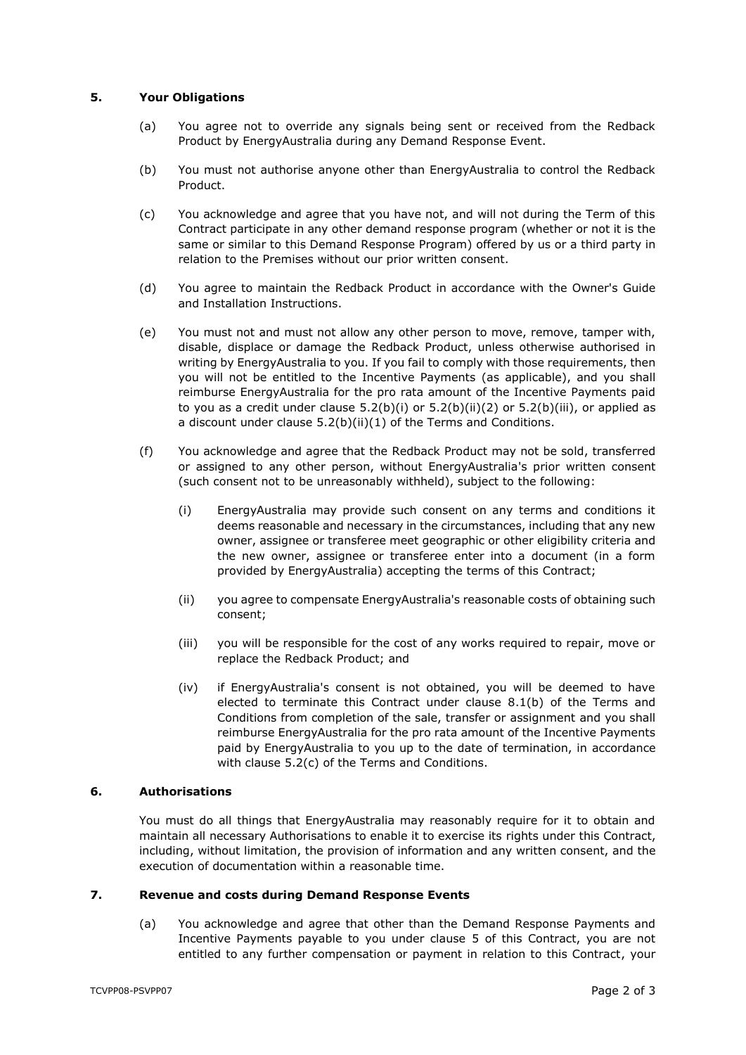## 5. Your Obligations

(a) You agree not to override any signals being sent or received from the Redback Product by EnergyAustralia during any Demand Response Event.

(b) You must not authorise anyone other than EnergyAustralia to control the Redback Product.

(c) You acknowledge and agree that you have not, and will not during the Term of this Contract participate in any other demand response program (whether or not it is the same or similar to this Demand Response Program) offered by us or a third party in relation to the Premises without our prior written consent.

(d) You agree to maintain the Redback Product in accordance with the Owner's Guide and Installation Instructions.

(e) You must not and must not allow any other person to move, remove, tamper with, disable, displace or damage the Redback Product, unless otherwise authorised in writing by EnergyAustralia to you. If you fail to comply with those requirements, then you will not be entitled to the Incentive Payments (as applicable), and you shall reimburse EnergyAustralia for the pro rata amount of the Incentive Payments paid to you as a credit under clause 5.2(b)(i) or 5.2(b)(ii)(2) or 5.2(b)(iii), or applied as a discount under clause 5.2(b)(ii)(1) of the Terms and Conditions.

(f) You acknowledge and agree that the Redback Product may not be sold, transferred or assigned to any other person, without EnergyAustralia's prior written consent (such consent not to be unreasonably withheld), subject to the following:

  (i) EnergyAustralia may provide such consent on any terms and conditions it deems reasonable and necessary in the circumstances, including that any new owner, assignee or transferee meet geographic or other eligibility criteria and the new owner, assignee or transferee enter into a document (in a form provided by EnergyAustralia) accepting the terms of this Contract;

  (ii) you agree to compensate EnergyAustralia's reasonable costs of obtaining such consent;

  (iii) you will be responsible for the cost of any works required to repair, move or replace the Redback Product; and

  (iv) if EnergyAustralia's consent is not obtained, you will be deemed to have elected to terminate this Contract under clause 8.1(b) of the Terms and Conditions from completion of the sale, transfer or assignment and you shall reimburse EnergyAustralia for the pro rata amount of the Incentive Payments paid by EnergyAustralia to you up to the date of termination, in accordance with clause 5.2(c) of the Terms and Conditions.

## 6. Authorisations

You must do all things that EnergyAustralia may reasonably require for it to obtain and maintain all necessary Authorisations to enable it to exercise its rights under this Contract, including, without limitation, the provision of information and any written consent, and the execution of documentation within a reasonable time.

## 7. Revenue and costs during Demand Response Events

(a) You acknowledge and agree that other than the Demand Response Payments and Incentive Payments payable to you under clause 5 of this Contract, you are not entitled to any further compensation or payment in relation to this Contract, your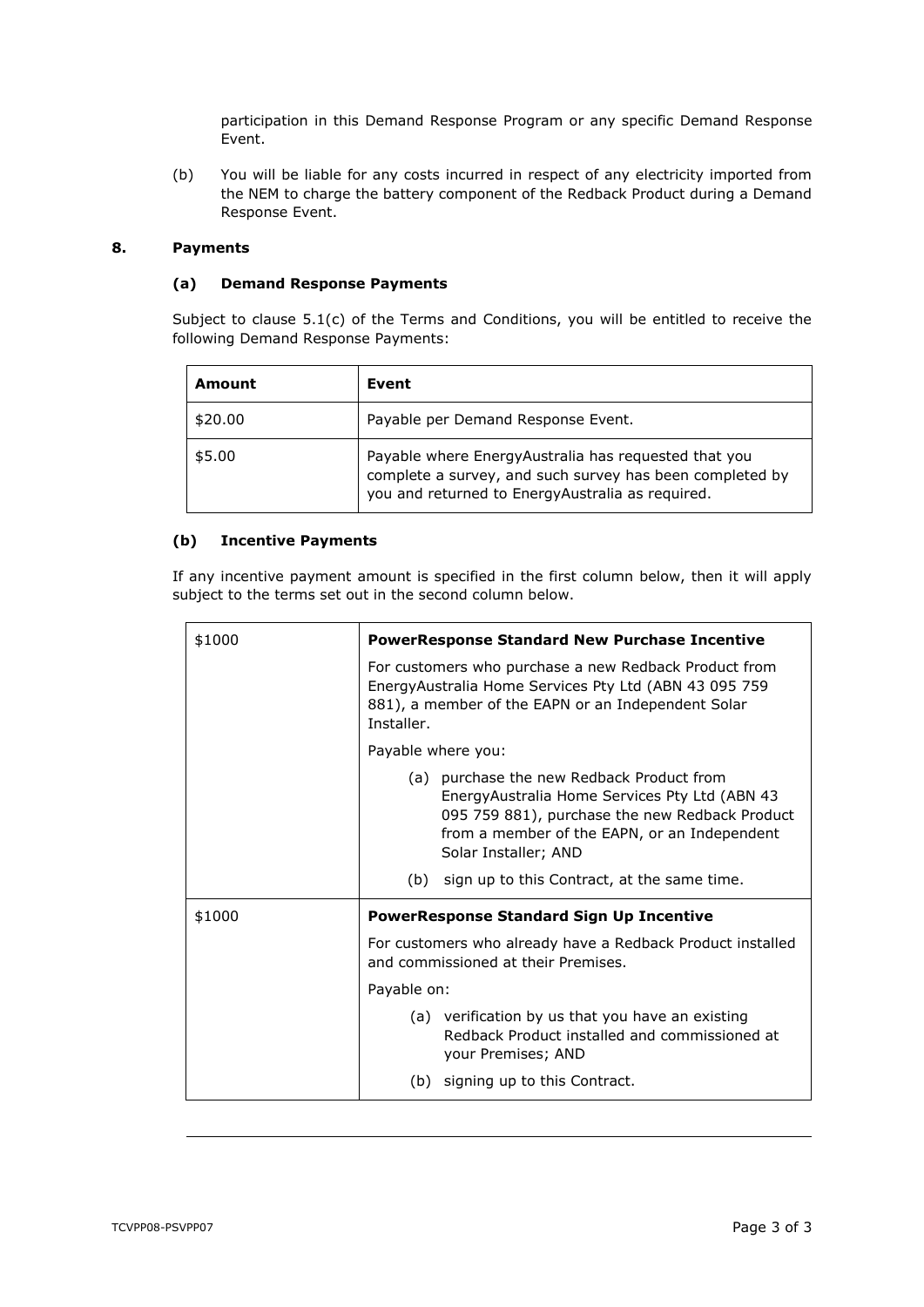participation in this Demand Response Program or any specific Demand Response Event.

(b) You will be liable for any costs incurred in respect of any electricity imported from the NEM to charge the battery component of the Redback Product during a Demand Response Event.

## 8. Payments

### (a) Demand Response Payments

Subject to clause 5.1(c) of the Terms and Conditions, you will be entitled to receive the following Demand Response Payments:

| Amount | Event |
|---|---|
| \$20.00 | Payable per Demand Response Event. |
| \$5.00 | Payable where EnergyAustralia has requested that you complete a survey, and such survey has been completed by you and returned to EnergyAustralia as required. |

### (b) Incentive Payments

If any incentive payment amount is specified in the first column below, then it will apply subject to the terms set out in the second column below.

| | |
|---|---|
| \$1000 | **PowerResponse Standard New Purchase Incentive**<br>For customers who purchase a new Redback Product from EnergyAustralia Home Services Pty Ltd (ABN 43 095 759 881), a member of the EAPN or an Independent Solar Installer.<br>Payable where you:<br>(a) purchase the new Redback Product from EnergyAustralia Home Services Pty Ltd (ABN 43 095 759 881), purchase the new Redback Product from a member of the EAPN, or an Independent Solar Installer; AND<br>(b) sign up to this Contract, at the same time. |
| \$1000 | **PowerResponse Standard Sign Up Incentive**<br>For customers who already have a Redback Product installed and commissioned at their Premises.<br>Payable on:<br>(a) verification by us that you have an existing Redback Product installed and commissioned at your Premises; AND<br>(b) signing up to this Contract. |